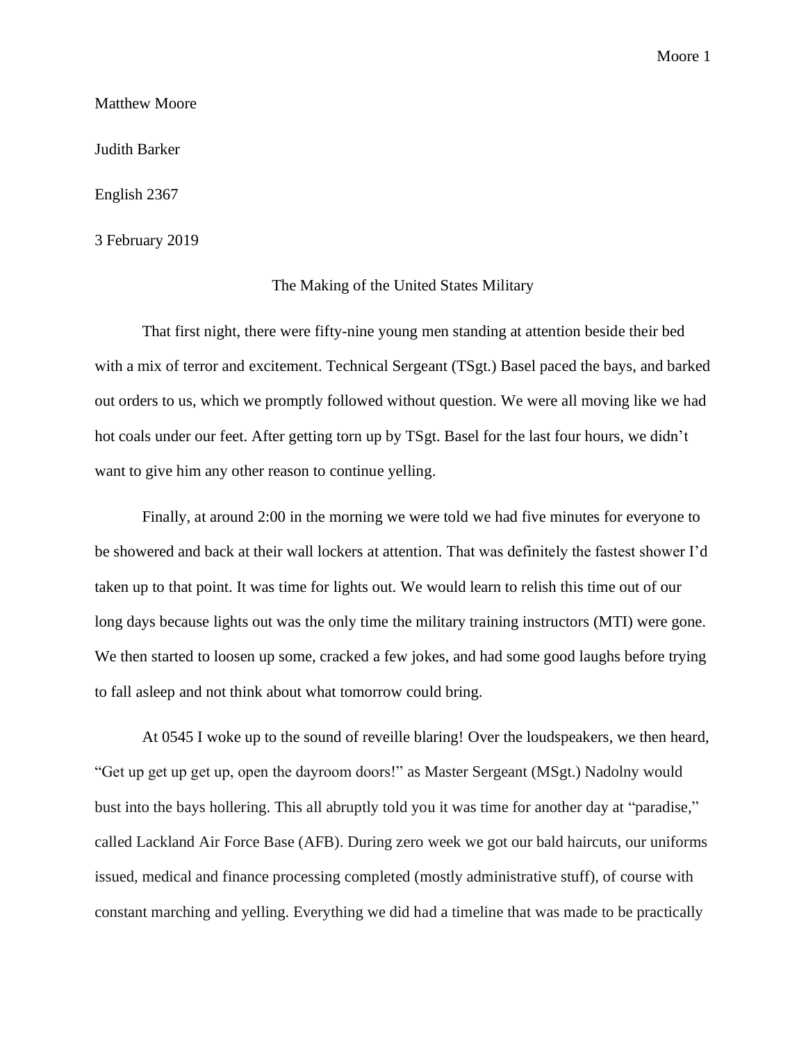Matthew Moore

Judith Barker

English 2367

3 February 2019

# The Making of the United States Military

That first night, there were fifty-nine young men standing at attention beside their bed with a mix of terror and excitement. Technical Sergeant (TSgt.) Basel paced the bays, and barked out orders to us, which we promptly followed without question. We were all moving like we had hot coals under our feet. After getting torn up by TSgt. Basel for the last four hours, we didn't want to give him any other reason to continue yelling.

Finally, at around 2:00 in the morning we were told we had five minutes for everyone to be showered and back at their wall lockers at attention. That was definitely the fastest shower I'd taken up to that point. It was time for lights out. We would learn to relish this time out of our long days because lights out was the only time the military training instructors (MTI) were gone. We then started to loosen up some, cracked a few jokes, and had some good laughs before trying to fall asleep and not think about what tomorrow could bring.

At 0545 I woke up to the sound of reveille blaring! Over the loudspeakers, we then heard, "Get up get up get up, open the dayroom doors!" as Master Sergeant (MSgt.) Nadolny would bust into the bays hollering. This all abruptly told you it was time for another day at "paradise," called Lackland Air Force Base (AFB). During zero week we got our bald haircuts, our uniforms issued, medical and finance processing completed (mostly administrative stuff), of course with constant marching and yelling. Everything we did had a timeline that was made to be practically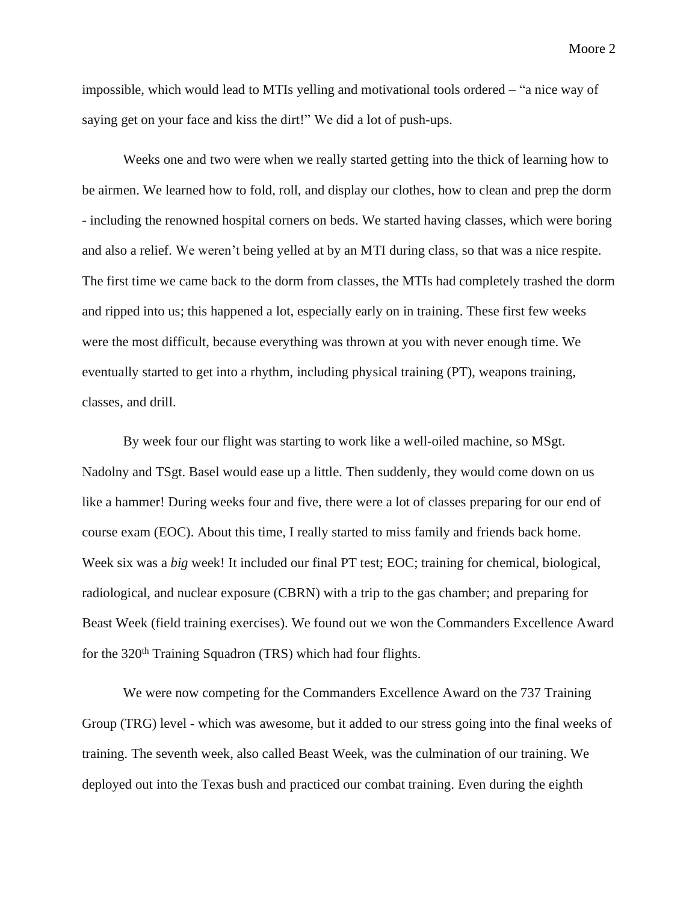impossible, which would lead to MTIs yelling and motivational tools ordered – "a nice way of saying get on your face and kiss the dirt!" We did a lot of push-ups.

Weeks one and two were when we really started getting into the thick of learning how to be airmen. We learned how to fold, roll, and display our clothes, how to clean and prep the dorm - including the renowned hospital corners on beds. We started having classes, which were boring and also a relief. We weren't being yelled at by an MTI during class, so that was a nice respite. The first time we came back to the dorm from classes, the MTIs had completely trashed the dorm and ripped into us; this happened a lot, especially early on in training. These first few weeks were the most difficult, because everything was thrown at you with never enough time. We eventually started to get into a rhythm, including physical training (PT), weapons training, classes, and drill.

By week four our flight was starting to work like a well-oiled machine, so MSgt. Nadolny and TSgt. Basel would ease up a little. Then suddenly, they would come down on us like a hammer! During weeks four and five, there were a lot of classes preparing for our end of course exam (EOC). About this time, I really started to miss family and friends back home. Week six was a *big* week! It included our final PT test; EOC; training for chemical, biological, radiological, and nuclear exposure (CBRN) with a trip to the gas chamber; and preparing for Beast Week (field training exercises). We found out we won the Commanders Excellence Award for the 320th Training Squadron (TRS) which had four flights.

We were now competing for the Commanders Excellence Award on the 737 Training Group (TRG) level - which was awesome, but it added to our stress going into the final weeks of training. The seventh week, also called Beast Week, was the culmination of our training. We deployed out into the Texas bush and practiced our combat training. Even during the eighth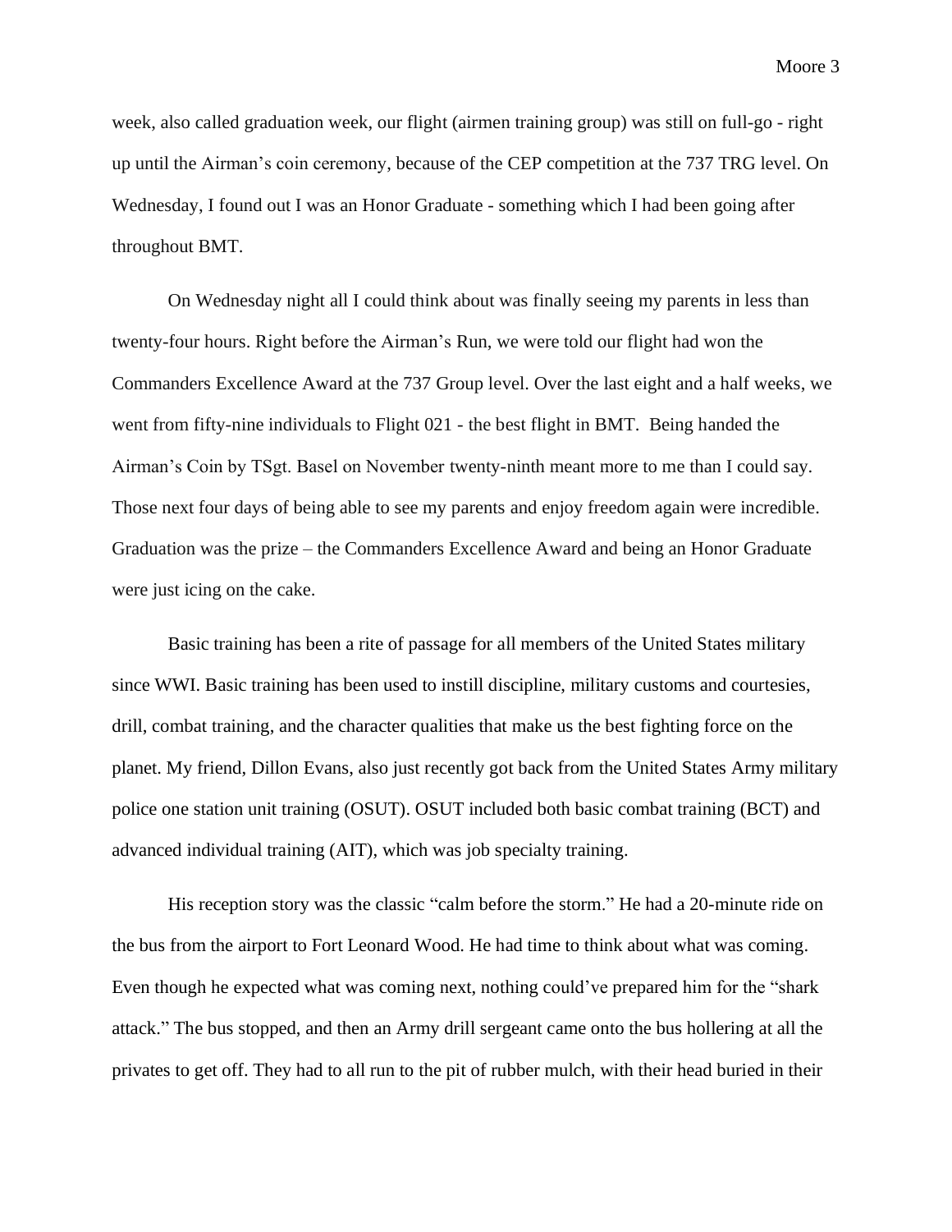week, also called graduation week, our flight (airmen training group) was still on full-go - right up until the Airman's coin ceremony, because of the CEP competition at the 737 TRG level. On Wednesday, I found out I was an Honor Graduate - something which I had been going after throughout BMT.

On Wednesday night all I could think about was finally seeing my parents in less than twenty-four hours. Right before the Airman's Run, we were told our flight had won the Commanders Excellence Award at the 737 Group level. Over the last eight and a half weeks, we went from fifty-nine individuals to Flight 021 - the best flight in BMT. Being handed the Airman's Coin by TSgt. Basel on November twenty-ninth meant more to me than I could say. Those next four days of being able to see my parents and enjoy freedom again were incredible. Graduation was the prize – the Commanders Excellence Award and being an Honor Graduate were just icing on the cake.

Basic training has been a rite of passage for all members of the United States military since WWI. Basic training has been used to instill discipline, military customs and courtesies, drill, combat training, and the character qualities that make us the best fighting force on the planet. My friend, Dillon Evans, also just recently got back from the United States Army military police one station unit training (OSUT). OSUT included both basic combat training (BCT) and advanced individual training (AIT), which was job specialty training.

His reception story was the classic "calm before the storm." He had a 20-minute ride on the bus from the airport to Fort Leonard Wood. He had time to think about what was coming. Even though he expected what was coming next, nothing could've prepared him for the "shark attack." The bus stopped, and then an Army drill sergeant came onto the bus hollering at all the privates to get off. They had to all run to the pit of rubber mulch, with their head buried in their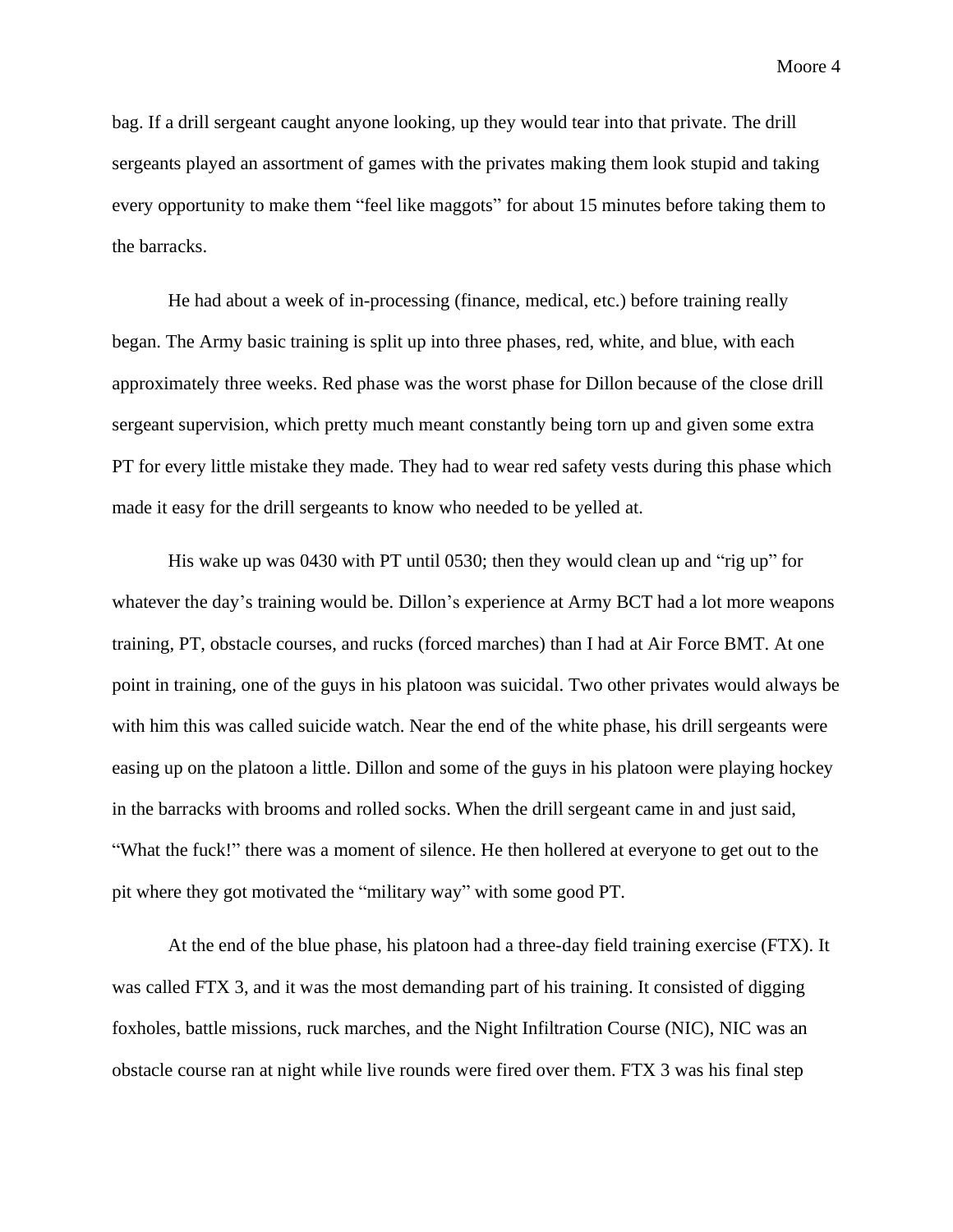bag. If a drill sergeant caught anyone looking, up they would tear into that private. The drill sergeants played an assortment of games with the privates making them look stupid and taking every opportunity to make them "feel like maggots" for about 15 minutes before taking them to the barracks.

He had about a week of in-processing (finance, medical, etc.) before training really began. The Army basic training is split up into three phases, red, white, and blue, with each approximately three weeks. Red phase was the worst phase for Dillon because of the close drill sergeant supervision, which pretty much meant constantly being torn up and given some extra PT for every little mistake they made. They had to wear red safety vests during this phase which made it easy for the drill sergeants to know who needed to be yelled at.

His wake up was 0430 with PT until 0530; then they would clean up and "rig up" for whatever the day's training would be. Dillon's experience at Army BCT had a lot more weapons training, PT, obstacle courses, and rucks (forced marches) than I had at Air Force BMT. At one point in training, one of the guys in his platoon was suicidal. Two other privates would always be with him this was called suicide watch. Near the end of the white phase, his drill sergeants were easing up on the platoon a little. Dillon and some of the guys in his platoon were playing hockey in the barracks with brooms and rolled socks. When the drill sergeant came in and just said, "What the fuck!" there was a moment of silence. He then hollered at everyone to get out to the pit where they got motivated the "military way" with some good PT.

At the end of the blue phase, his platoon had a three-day field training exercise (FTX). It was called FTX 3, and it was the most demanding part of his training. It consisted of digging foxholes, battle missions, ruck marches, and the Night Infiltration Course (NIC), NIC was an obstacle course ran at night while live rounds were fired over them. FTX 3 was his final step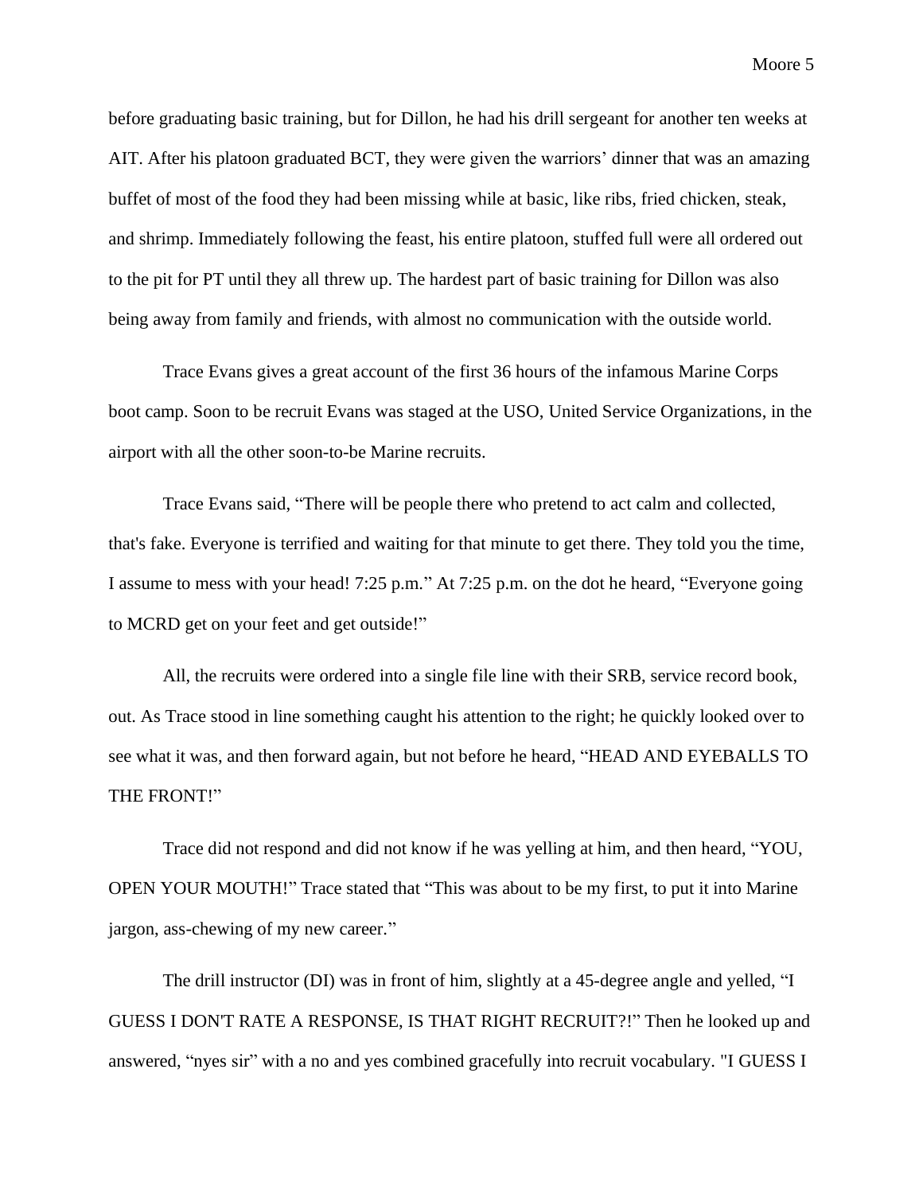before graduating basic training, but for Dillon, he had his drill sergeant for another ten weeks at AIT. After his platoon graduated BCT, they were given the warriors' dinner that was an amazing buffet of most of the food they had been missing while at basic, like ribs, fried chicken, steak, and shrimp. Immediately following the feast, his entire platoon, stuffed full were all ordered out to the pit for PT until they all threw up. The hardest part of basic training for Dillon was also being away from family and friends, with almost no communication with the outside world.

Trace Evans gives a great account of the first 36 hours of the infamous Marine Corps boot camp. Soon to be recruit Evans was staged at the USO, United Service Organizations, in the airport with all the other soon-to-be Marine recruits.

Trace Evans said, "There will be people there who pretend to act calm and collected, that's fake. Everyone is terrified and waiting for that minute to get there. They told you the time, I assume to mess with your head! 7:25 p.m." At 7:25 p.m. on the dot he heard, "Everyone going to MCRD get on your feet and get outside!"

All, the recruits were ordered into a single file line with their SRB, service record book, out. As Trace stood in line something caught his attention to the right; he quickly looked over to see what it was, and then forward again, but not before he heard, "HEAD AND EYEBALLS TO THE FRONT!"

Trace did not respond and did not know if he was yelling at him, and then heard, "YOU, OPEN YOUR MOUTH!" Trace stated that "This was about to be my first, to put it into Marine jargon, ass-chewing of my new career."

The drill instructor (DI) was in front of him, slightly at a 45-degree angle and yelled, "I GUESS I DON'T RATE A RESPONSE, IS THAT RIGHT RECRUIT?!" Then he looked up and answered, "nyes sir" with a no and yes combined gracefully into recruit vocabulary. "I GUESS I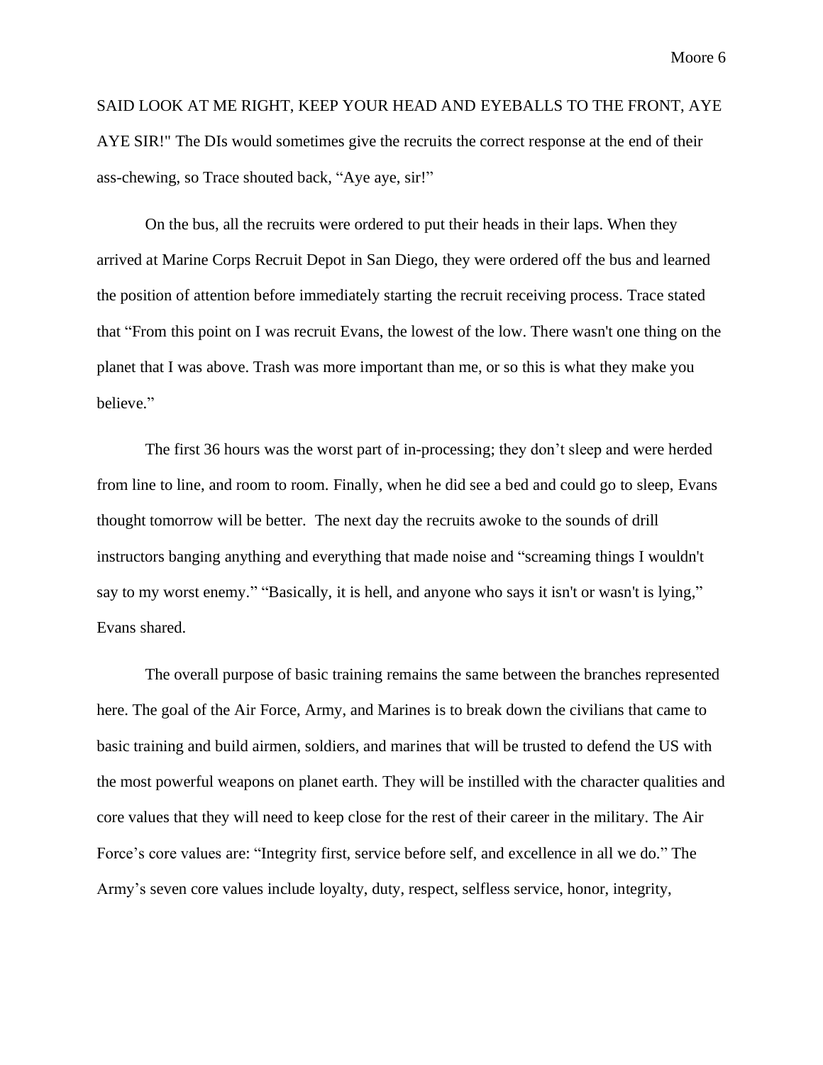SAID LOOK AT ME RIGHT, KEEP YOUR HEAD AND EYEBALLS TO THE FRONT, AYE AYE SIR!" The DIs would sometimes give the recruits the correct response at the end of their ass-chewing, so Trace shouted back, "Aye aye, sir!"

On the bus, all the recruits were ordered to put their heads in their laps. When they arrived at Marine Corps Recruit Depot in San Diego, they were ordered off the bus and learned the position of attention before immediately starting the recruit receiving process. Trace stated that "From this point on I was recruit Evans, the lowest of the low. There wasn't one thing on the planet that I was above. Trash was more important than me, or so this is what they make you believe."

The first 36 hours was the worst part of in-processing; they don't sleep and were herded from line to line, and room to room. Finally, when he did see a bed and could go to sleep, Evans thought tomorrow will be better. The next day the recruits awoke to the sounds of drill instructors banging anything and everything that made noise and "screaming things I wouldn't say to my worst enemy." "Basically, it is hell, and anyone who says it isn't or wasn't is lying," Evans shared.

The overall purpose of basic training remains the same between the branches represented here. The goal of the Air Force, Army, and Marines is to break down the civilians that came to basic training and build airmen, soldiers, and marines that will be trusted to defend the US with the most powerful weapons on planet earth. They will be instilled with the character qualities and core values that they will need to keep close for the rest of their career in the military. The Air Force's core values are: "Integrity first, service before self, and excellence in all we do." The Army's seven core values include loyalty, duty, respect, selfless service, honor, integrity,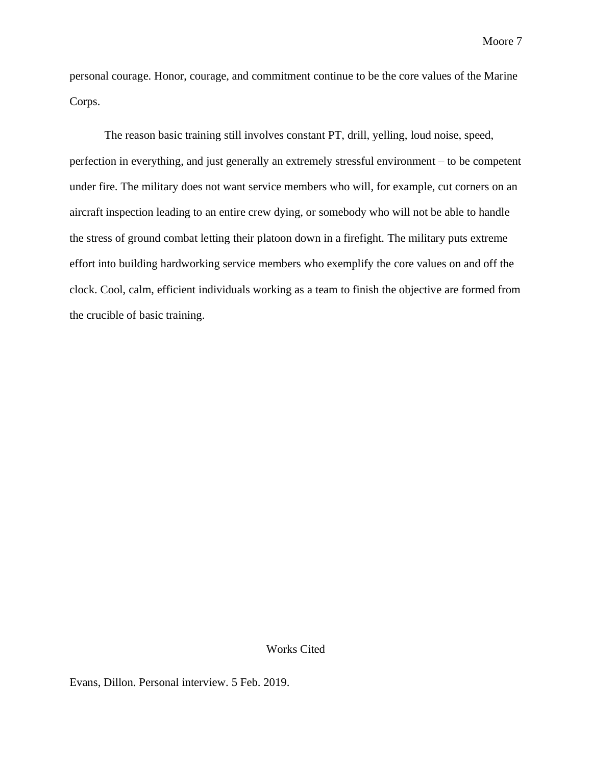personal courage. Honor, courage, and commitment continue to be the core values of the Marine Corps.

The reason basic training still involves constant PT, drill, yelling, loud noise, speed, perfection in everything, and just generally an extremely stressful environment – to be competent under fire. The military does not want service members who will, for example, cut corners on an aircraft inspection leading to an entire crew dying, or somebody who will not be able to handle the stress of ground combat letting their platoon down in a firefight. The military puts extreme effort into building hardworking service members who exemplify the core values on and off the clock. Cool, calm, efficient individuals working as a team to finish the objective are formed from the crucible of basic training.

## Works Cited

Evans, Dillon. Personal interview. 5 Feb. 2019.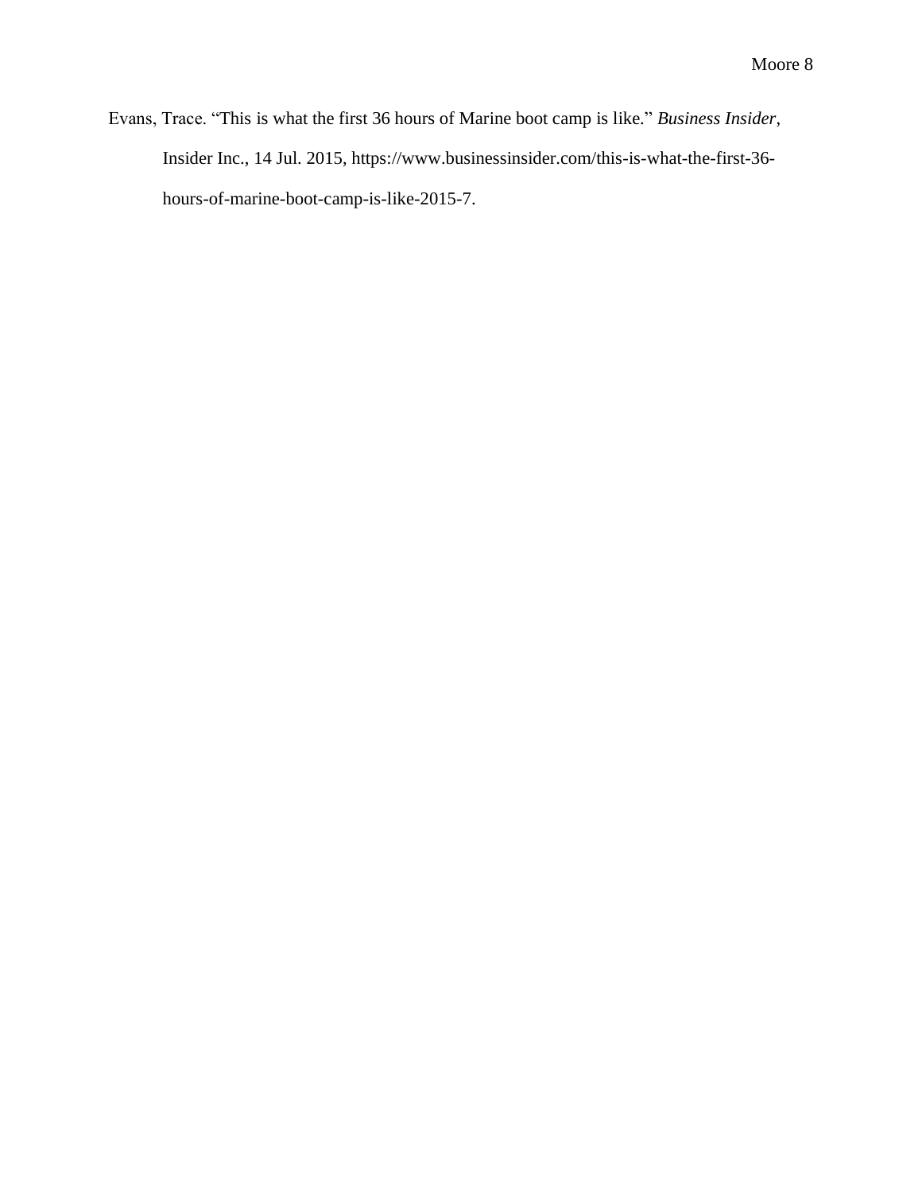Evans, Trace. “This is what the first 36 hours of Marine boot camp is like.” *Business Insider*, Insider Inc., 14 Jul. 2015, https://www.businessinsider.com/this-is-what-the-first-36-hours-of-marine-boot-camp-is-like-2015-7.